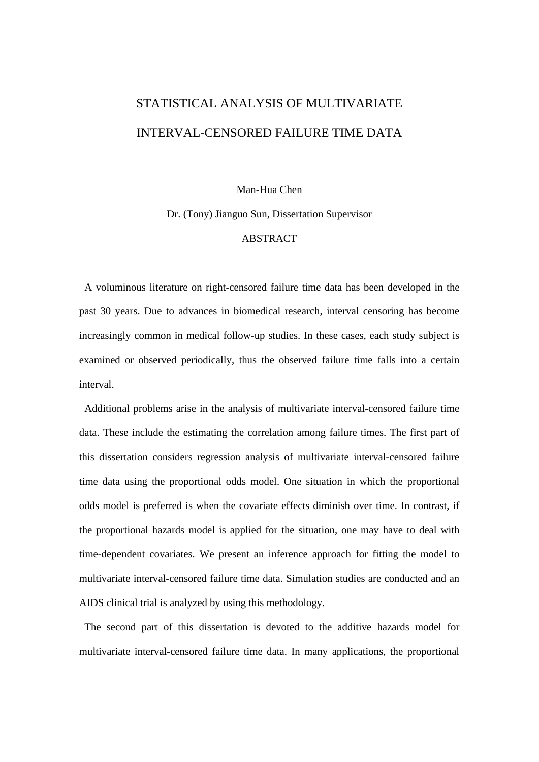# STATISTICAL ANALYSIS OF MULTIVARIATE INTERVAL-CENSORED FAILURE TIME DATA

Man-Hua Chen

Dr. (Tony) Jianguo Sun, Dissertation Supervisor

## ABSTRACT

A voluminous literature on right-censored failure time data has been developed in the past 30 years. Due to advances in biomedical research, interval censoring has become increasingly common in medical follow-up studies. In these cases, each study subject is examined or observed periodically, thus the observed failure time falls into a certain interval.

Additional problems arise in the analysis of multivariate interval-censored failure time data. These include the estimating the correlation among failure times. The first part of this dissertation considers regression analysis of multivariate interval-censored failure time data using the proportional odds model. One situation in which the proportional odds model is preferred is when the covariate effects diminish over time. In contrast, if the proportional hazards model is applied for the situation, one may have to deal with time-dependent covariates. We present an inference approach for fitting the model to multivariate interval-censored failure time data. Simulation studies are conducted and an AIDS clinical trial is analyzed by using this methodology.

The second part of this dissertation is devoted to the additive hazards model for multivariate interval-censored failure time data. In many applications, the proportional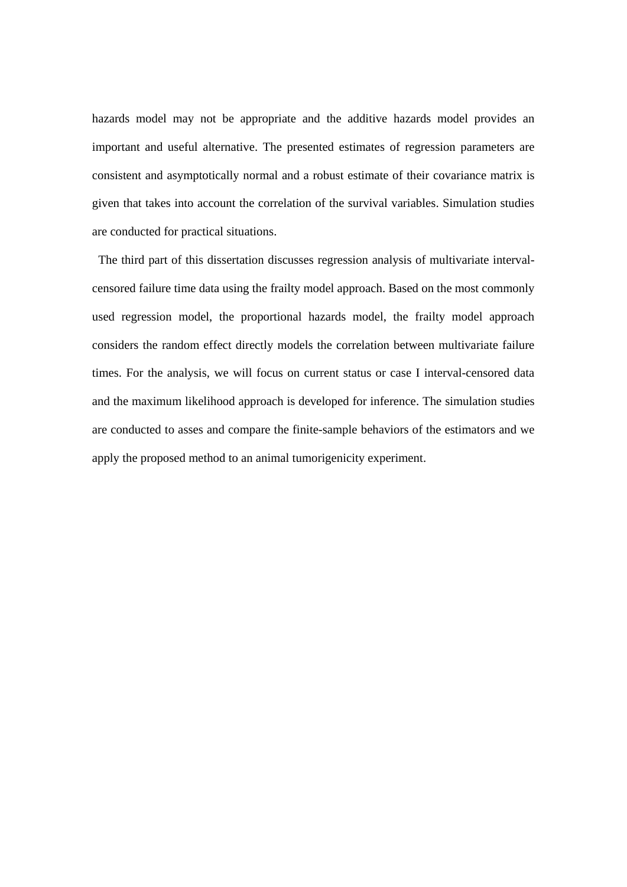hazards model may not be appropriate and the additive hazards model provides an important and useful alternative. The presented estimates of regression parameters are consistent and asymptotically normal and a robust estimate of their covariance matrix is given that takes into account the correlation of the survival variables. Simulation studies are conducted for practical situations.

The third part of this dissertation discusses regression analysis of multivariate interval-censored failure time data using the frailty model approach. Based on the most commonly used regression model, the proportional hazards model, the frailty model approach considers the random effect directly models the correlation between multivariate failure times. For the analysis, we will focus on current status or case I interval-censored data and the maximum likelihood approach is developed for inference. The simulation studies are conducted to asses and compare the finite-sample behaviors of the estimators and we apply the proposed method to an animal tumorigenicity experiment.